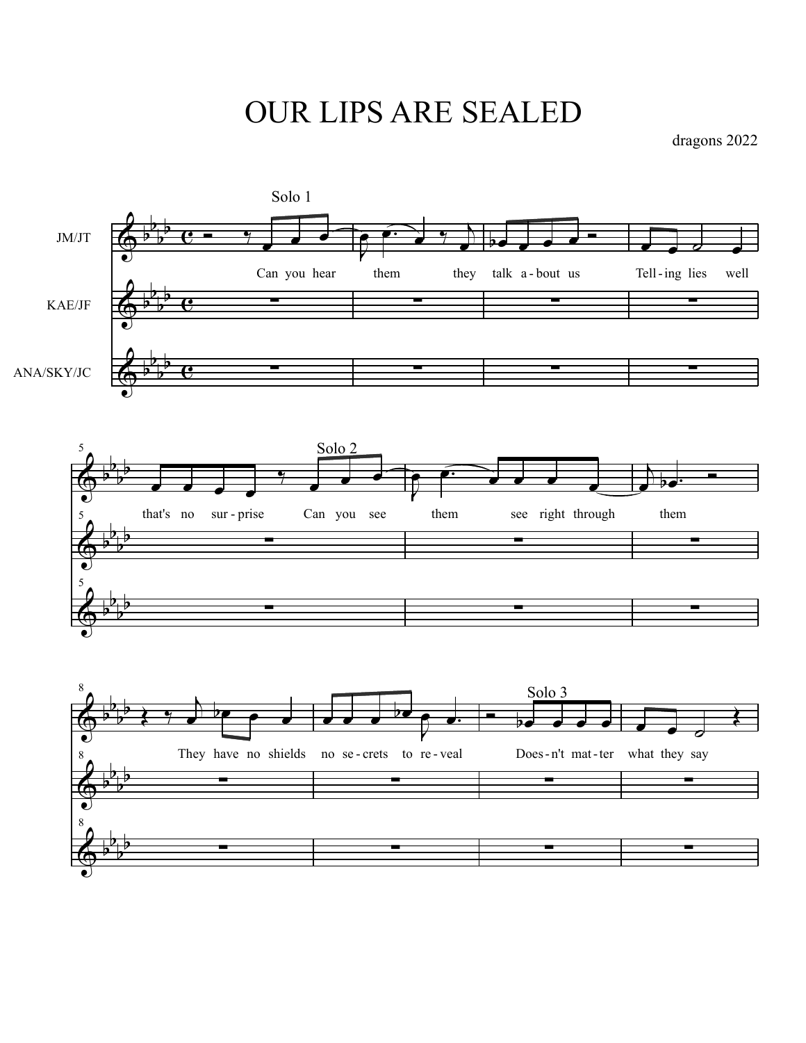# OUR LIPS ARE SEALED

dragons 2022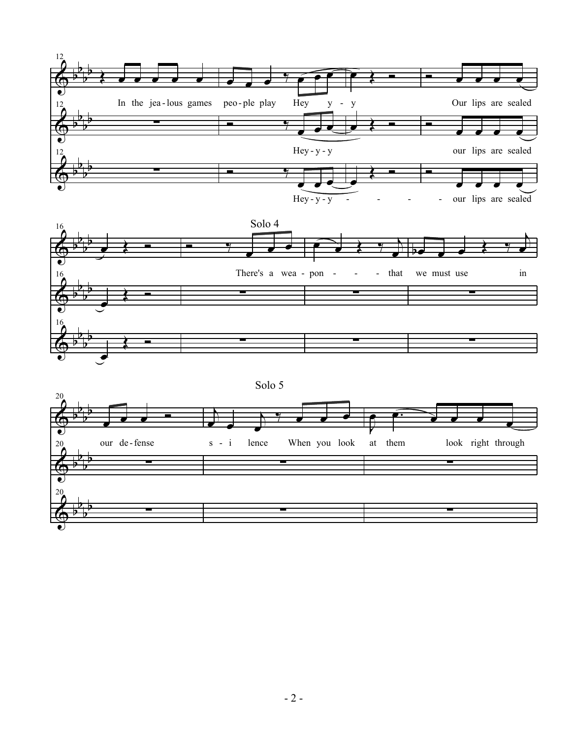Solo 4

Solo 5

In the jea - lous games peo - ple play Hey y - y Our lips are sealed

Hey - y - y our lips are sealed

Hey - y - y - - - - our lips are sealed

There's a wea - pon - - - that we must use in

our de - fense s - i lence When you look at them look right through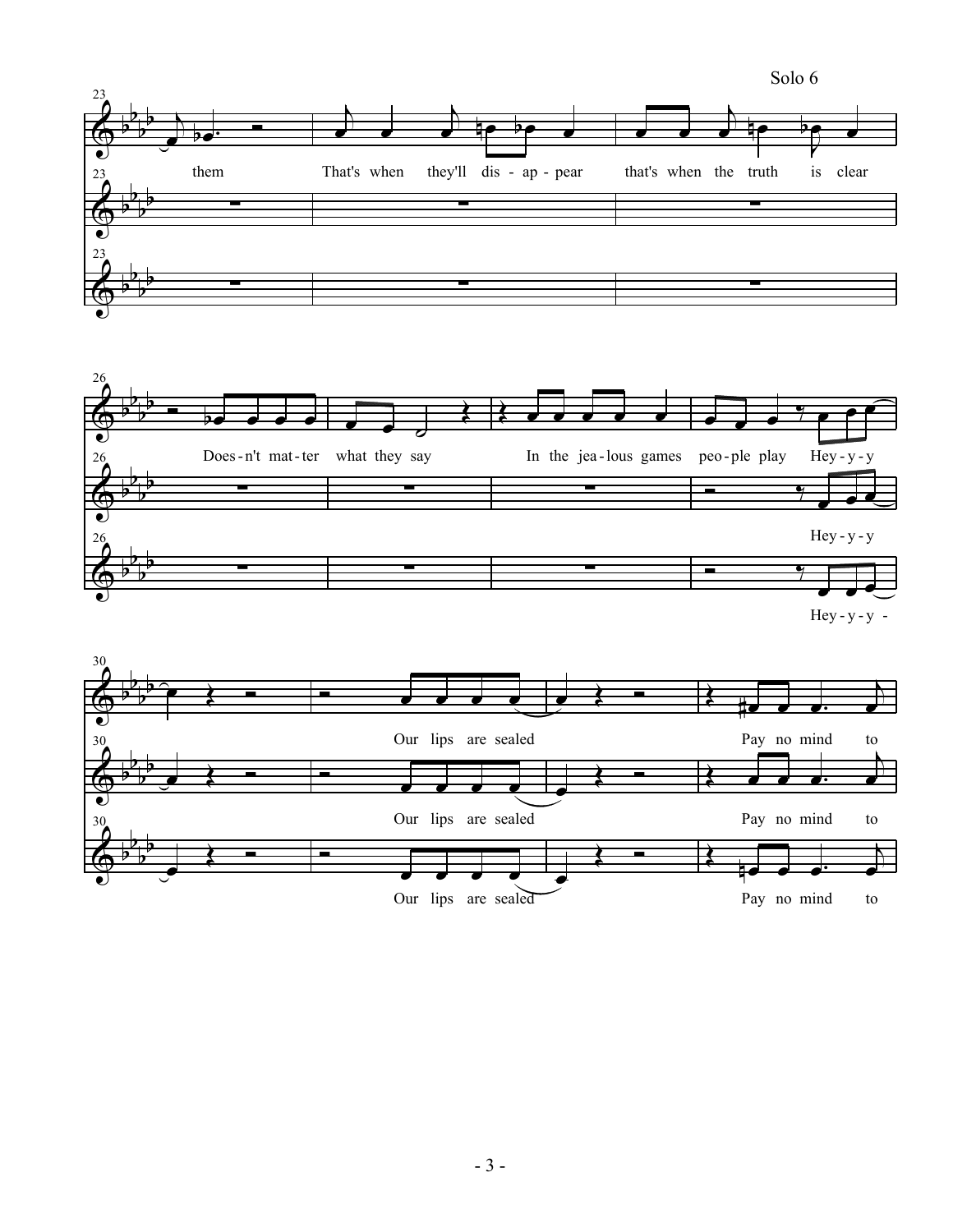23

them That's when they'll dis - ap - pear that's when the truth is clear

26

Does - n't mat - ter what they say In the jea - lous games peo - ple play Hey - y - y

Hey - y - y

Hey - y - y -

30

Our lips are sealed Pay no mind to

Our lips are sealed Pay no mind to

Our lips are sealed Pay no mind to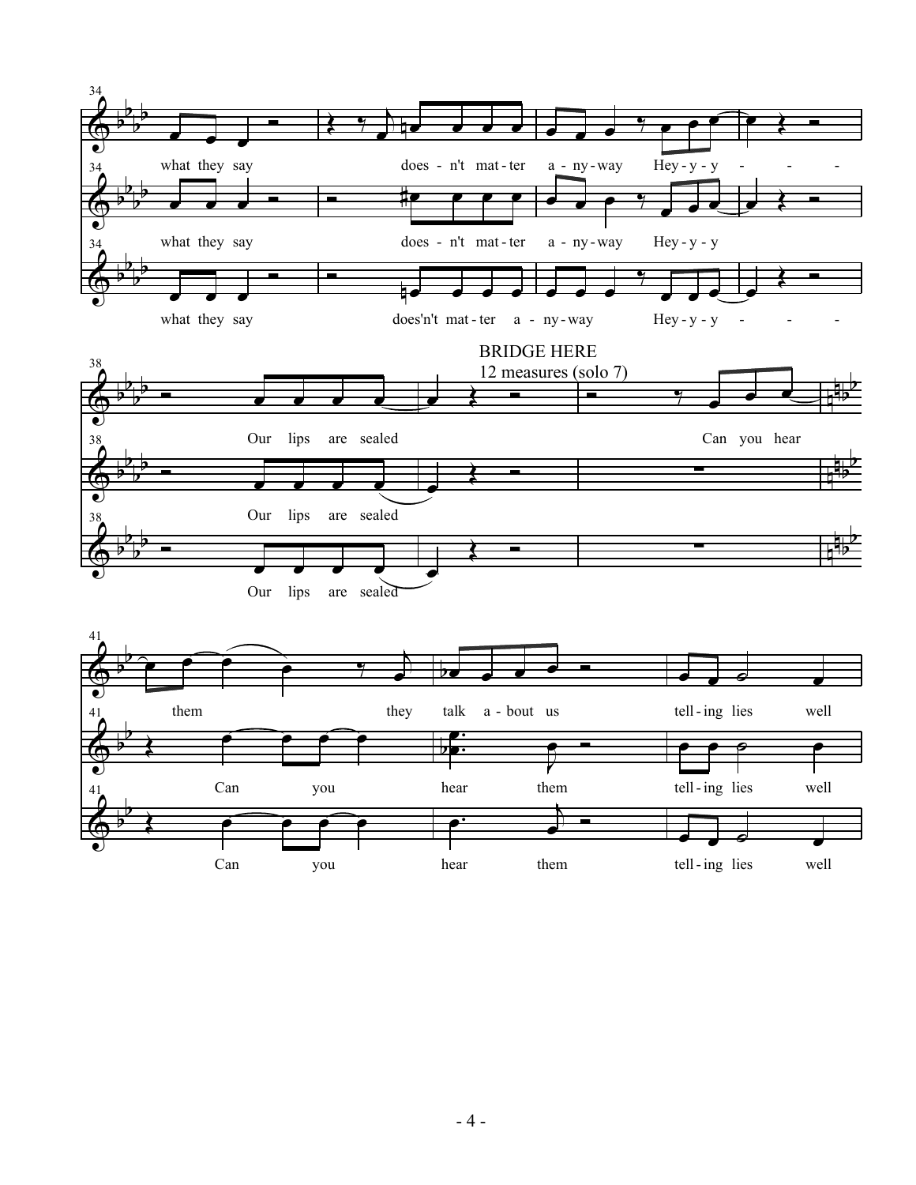BRIDGE HERE
12 measures (solo 7)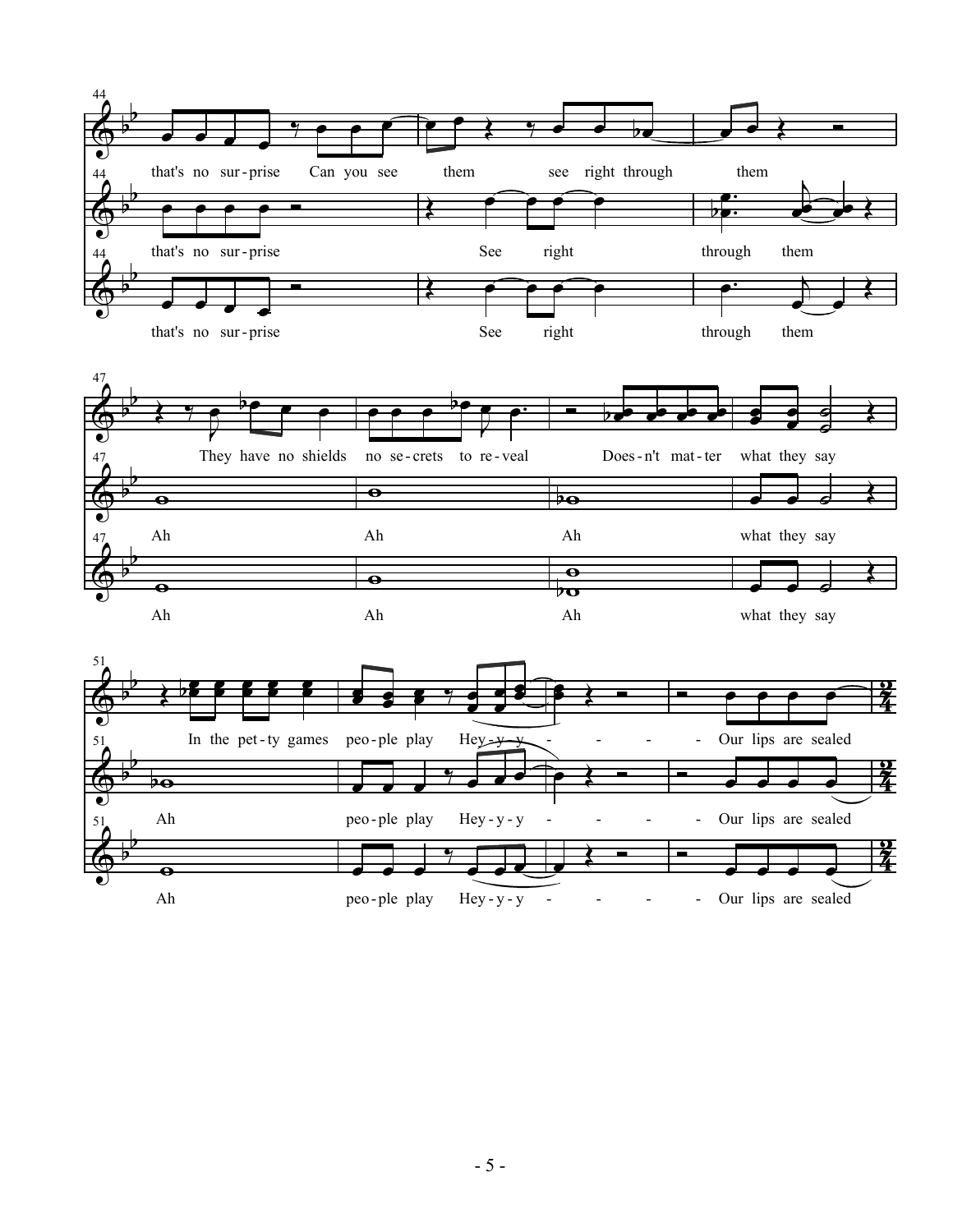44

that's no sur-prise Can you see them see right through them

that's no sur-prise See right through them

that's no sur-prise See right through them

47

They have no shields no se-crets to re-veal Does-n't mat-ter what they say

Ah Ah Ah what they say

Ah Ah Ah what they say

51

In the pet-ty games peo-ple play Hey-y-y - - - - Our lips are sealed

Ah peo-ple play Hey-y-y - - - - Our lips are sealed

Ah peo-ple play Hey-y-y - - - - Our lips are sealed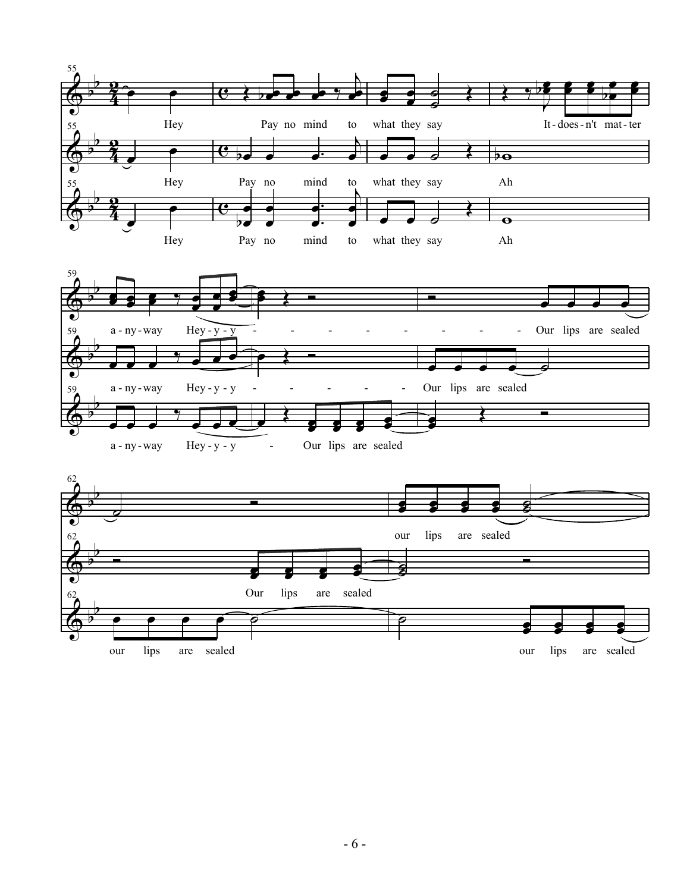55

Hey Pay no mind to what they say It-does-n't mat-ter

Hey Pay no mind to what they say Ah

Hey Pay no mind to what they say Ah

59

a-ny-way Hey-y-y - - - - - - - - - - Our lips are sealed

a-ny-way Hey-y-y - - - - - - Our lips are sealed

a-ny-way Hey-y-y - Our lips are sealed

62

our lips are sealed

Our lips are sealed

our lips are sealed our lips are sealed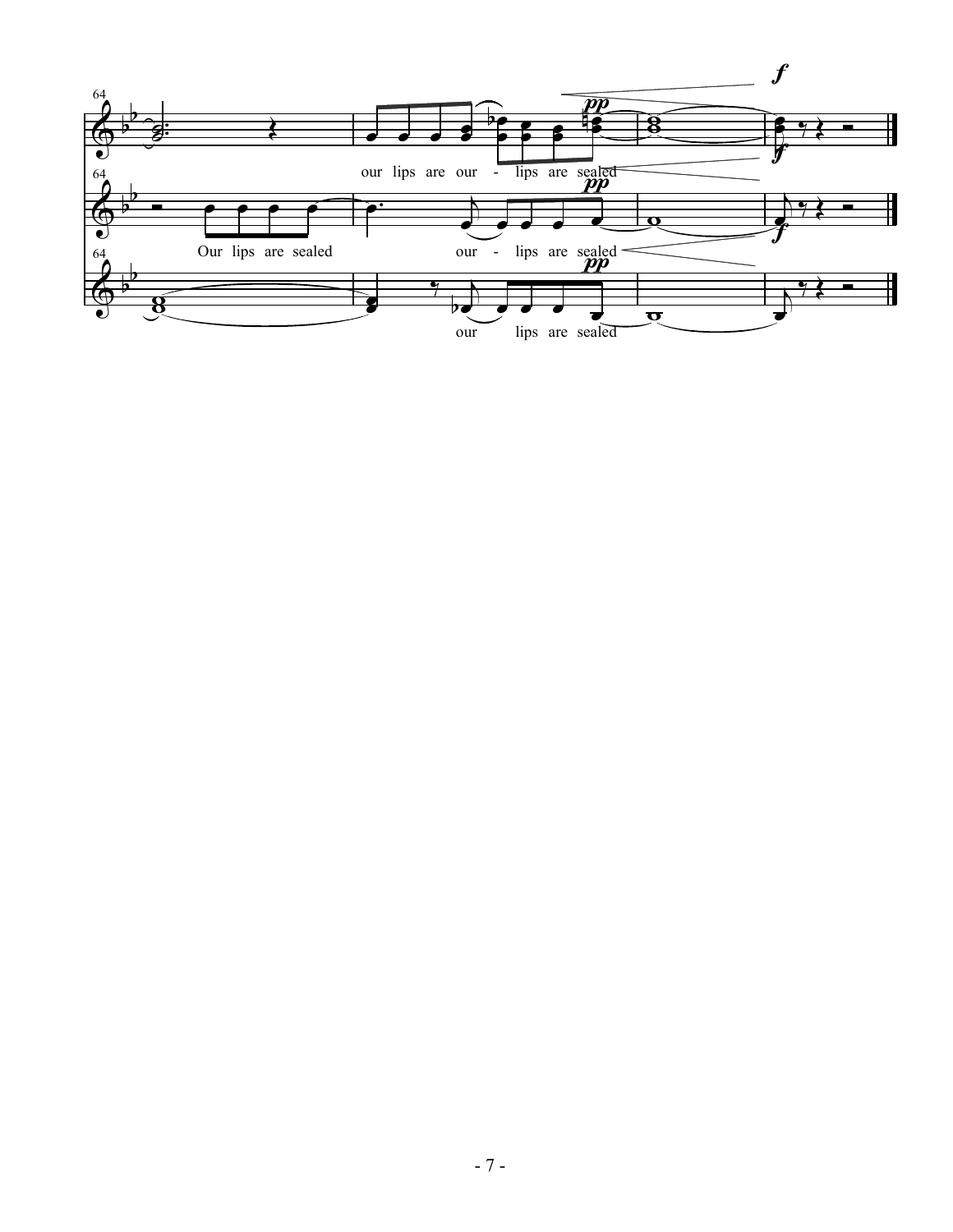64

our lips are our - lips are sealed

Our lips are sealed our - lips are sealed

our lips are sealed